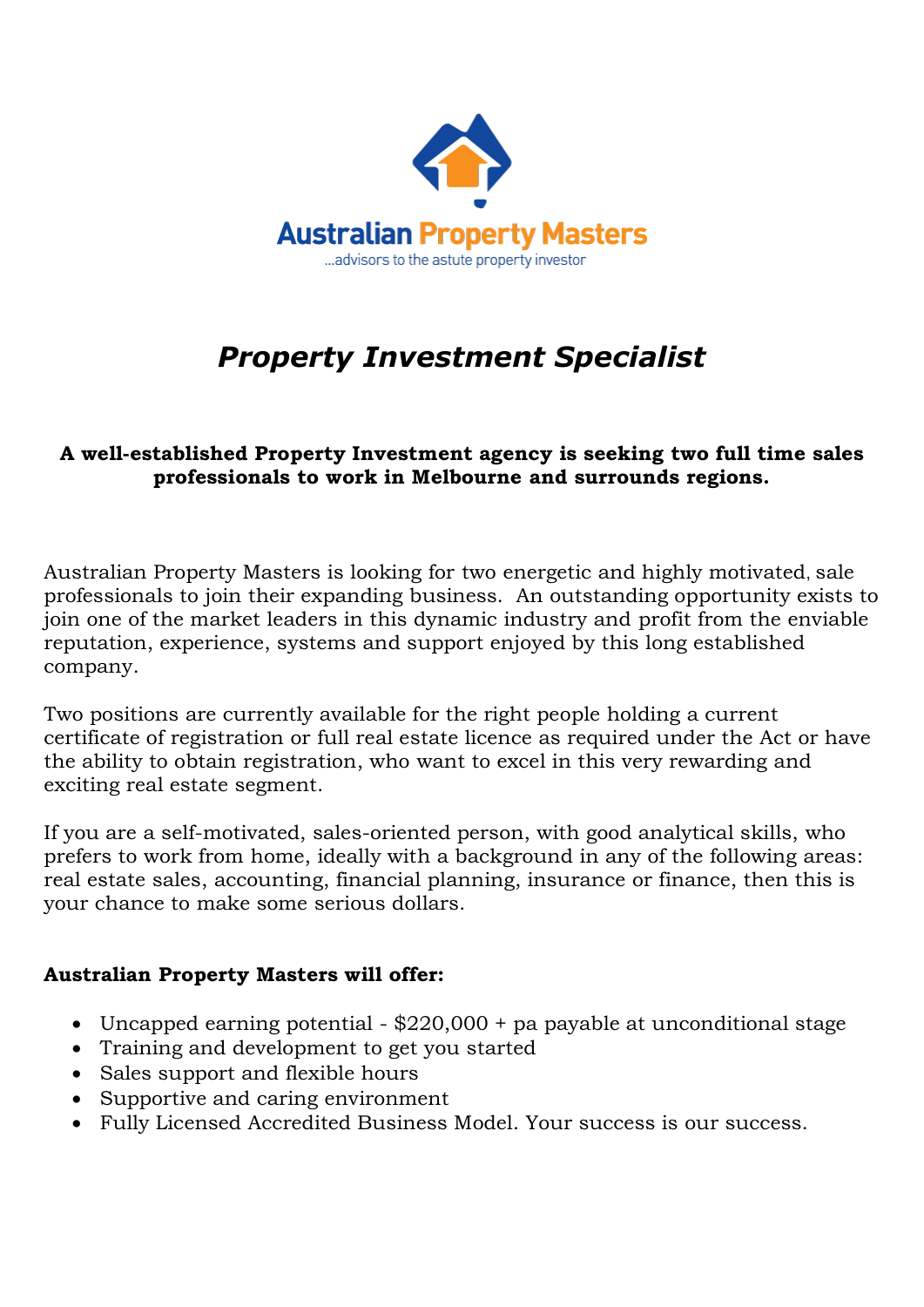Australian Property Masters

...advisors to the astute property investor

# *Property Investment Specialist*

**A well-established Property Investment agency is seeking two full time sales professionals to work in Melbourne and surrounds regions.**

Australian Property Masters is looking for two energetic and highly motivated, sale professionals to join their expanding business. An outstanding opportunity exists to join one of the market leaders in this dynamic industry and profit from the enviable reputation, experience, systems and support enjoyed by this long established company.

Two positions are currently available for the right people holding a current certificate of registration or full real estate licence as required under the Act or have the ability to obtain registration, who want to excel in this very rewarding and exciting real estate segment.

If you are a self-motivated, sales-oriented person, with good analytical skills, who prefers to work from home, ideally with a background in any of the following areas: real estate sales, accounting, financial planning, insurance or finance, then this is your chance to make some serious dollars.

**Australian Property Masters will offer:**

- Uncapped earning potential - $220,000 + pa payable at unconditional stage
- Training and development to get you started
- Sales support and flexible hours
- Supportive and caring environment
- Fully Licensed Accredited Business Model. Your success is our success.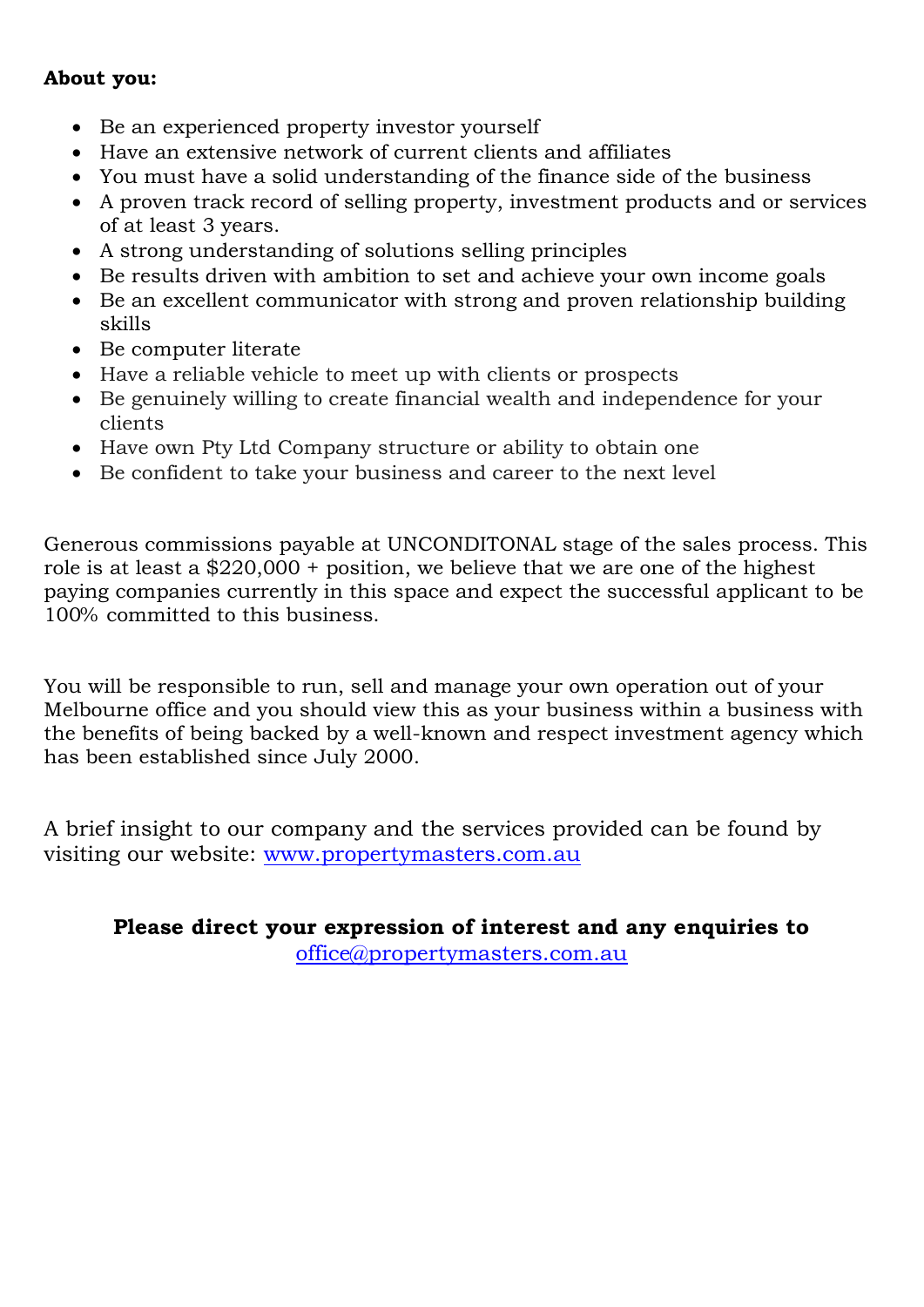**About you:**

- Be an experienced property investor yourself
- Have an extensive network of current clients and affiliates
- You must have a solid understanding of the finance side of the business
- A proven track record of selling property, investment products and or services of at least 3 years.
- A strong understanding of solutions selling principles
- Be results driven with ambition to set and achieve your own income goals
- Be an excellent communicator with strong and proven relationship building skills
- Be computer literate
- Have a reliable vehicle to meet up with clients or prospects
- Be genuinely willing to create financial wealth and independence for your clients
- Have own Pty Ltd Company structure or ability to obtain one
- Be confident to take your business and career to the next level

Generous commissions payable at UNCONDITONAL stage of the sales process. This role is at least a $220,000 + position, we believe that we are one of the highest paying companies currently in this space and expect the successful applicant to be 100% committed to this business.

You will be responsible to run, sell and manage your own operation out of your Melbourne office and you should view this as your business within a business with the benefits of being backed by a well-known and respect investment agency which has been established since July 2000.

A brief insight to our company and the services provided can be found by visiting our website: www.propertymasters.com.au

**Please direct your expression of interest and any enquiries to**
office@propertymasters.com.au